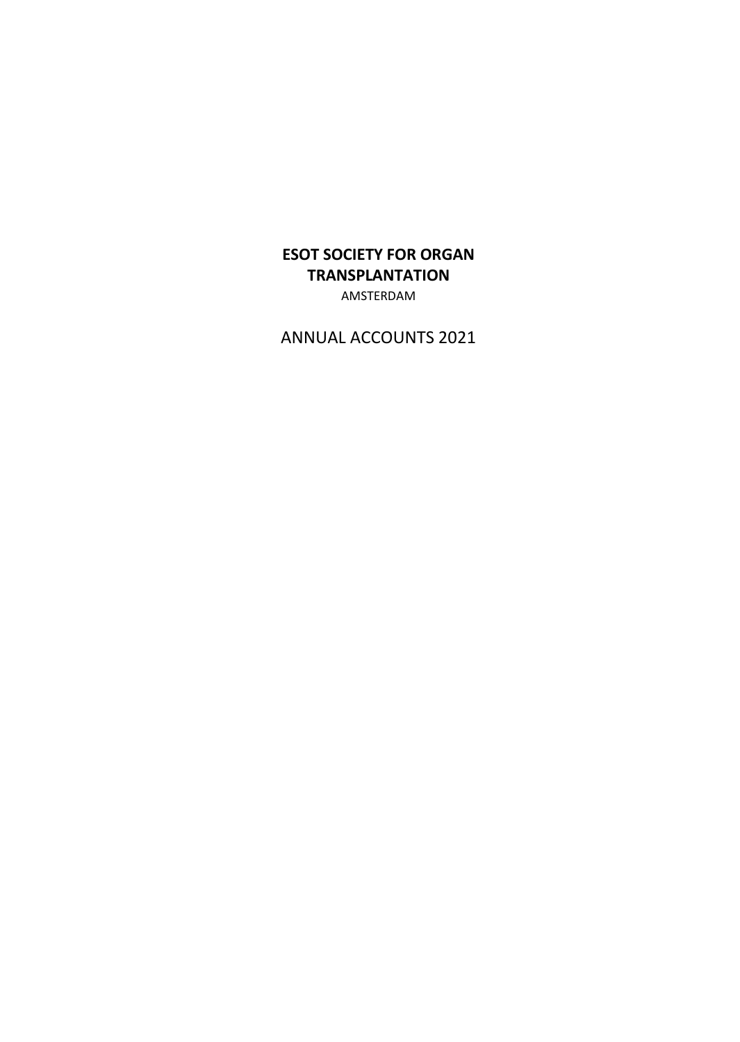# ESOT SOCIETY FOR ORGAN TRANSPLANTATION

AMSTERDAM

## ANNUAL ACCOUNTS 2021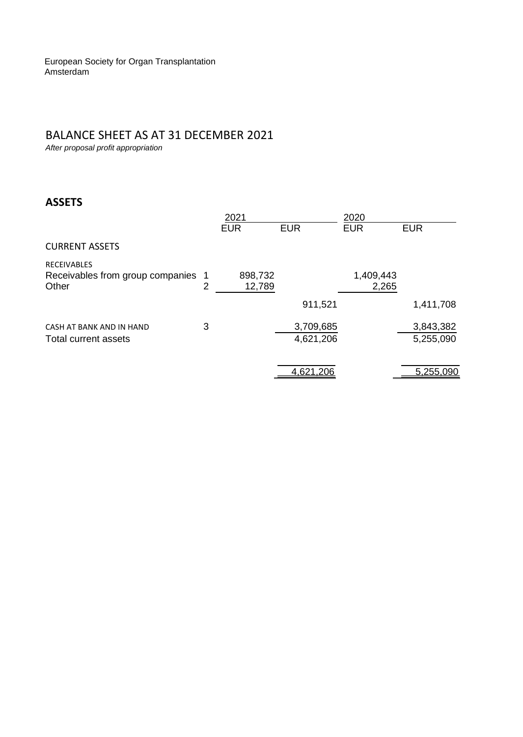European Society for Organ Transplantation
Amsterdam

# BALANCE SHEET AS AT 31 DECEMBER 2021

*After proposal profit appropriation*

## ASSETS

| | | 2021 | | 2020 | |
|---|---|---|---|---|---|
| | | EUR | EUR | EUR | EUR |
| CURRENT ASSETS | | | | | |
| RECEIVABLES | | | | | |
| Receivables from group companies | 1 | 898,732 | | 1,409,443 | |
| Other | 2 | 12,789 | | 2,265 | |
| | | | 911,521 | | 1,411,708 |
| CASH AT BANK AND IN HAND | 3 | | 3,709,685 | | 3,843,382 |
| Total current assets | | | 4,621,206 | | 5,255,090 |
| | | | 4,621,206 | | 5,255,090 |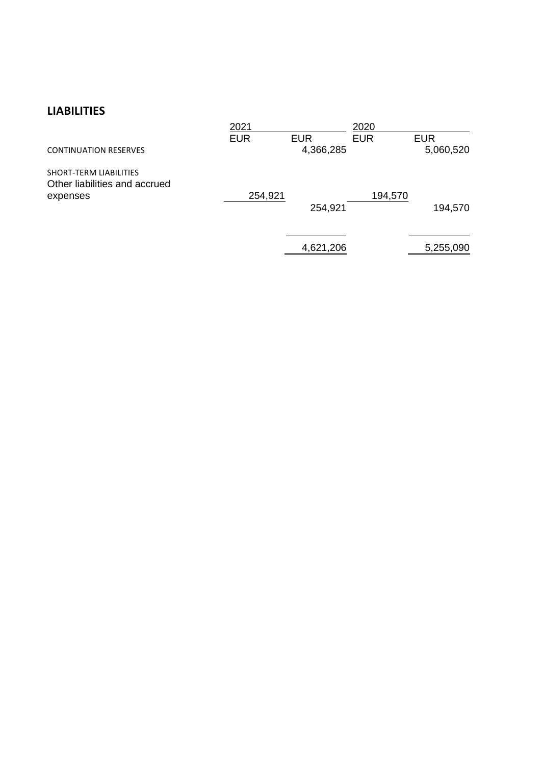## LIABILITIES

| | 2021 | | 2020 | |
|---|---|---|---|---|
| | EUR | EUR | EUR | EUR |
| CONTINUATION RESERVES | | 4,366,285 | | 5,060,520 |
| SHORT-TERM LIABILITIES | | | | |
| Other liabilities and accrued expenses | 254,921 | | 194,570 | |
| | | 254,921 | | 194,570 |
| | | 4,621,206 | | 5,255,090 |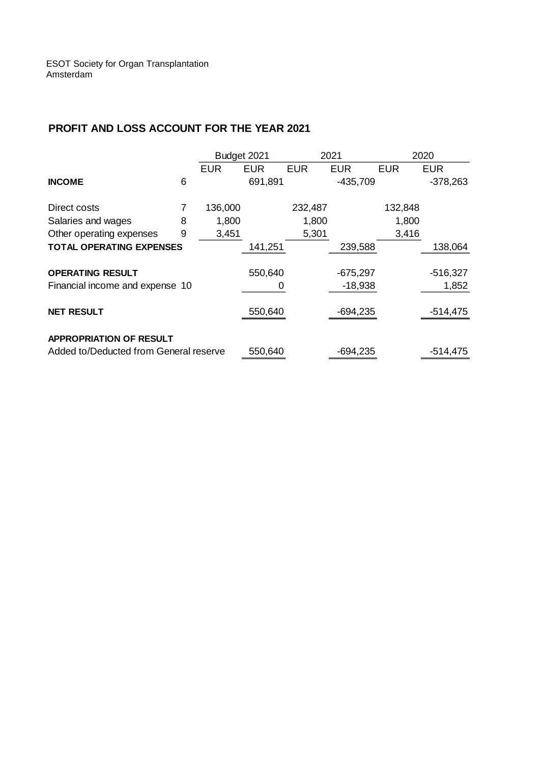ESOT Society for Organ Transplantation
Amsterdam

## PROFIT AND LOSS ACCOUNT FOR THE YEAR 2021

| | | Budget 2021 | | 2021 | | 2020 | |
|---|---|---|---|---|---|---|---|
| | | EUR | EUR | EUR | EUR | EUR | EUR |
| **INCOME** | 6 | | 691,891 | | -435,709 | | -378,263 |
| Direct costs | 7 | 136,000 | | 232,487 | | 132,848 | |
| Salaries and wages | 8 | 1,800 | | 1,800 | | 1,800 | |
| Other operating expenses | 9 | 3,451 | | 5,301 | | 3,416 | |
| **TOTAL OPERATING EXPENSES** | | | 141,251 | | 239,588 | | 138,064 |
| **OPERATING RESULT** | | | 550,640 | | -675,297 | | -516,327 |
| Financial income and expense | 10 | | 0 | | -18,938 | | 1,852 |
| **NET RESULT** | | | 550,640 | | -694,235 | | -514,475 |
| **APPROPRIATION OF RESULT** | | | | | | | |
| Added to/Deducted from General reserve | | | 550,640 | | -694,235 | | -514,475 |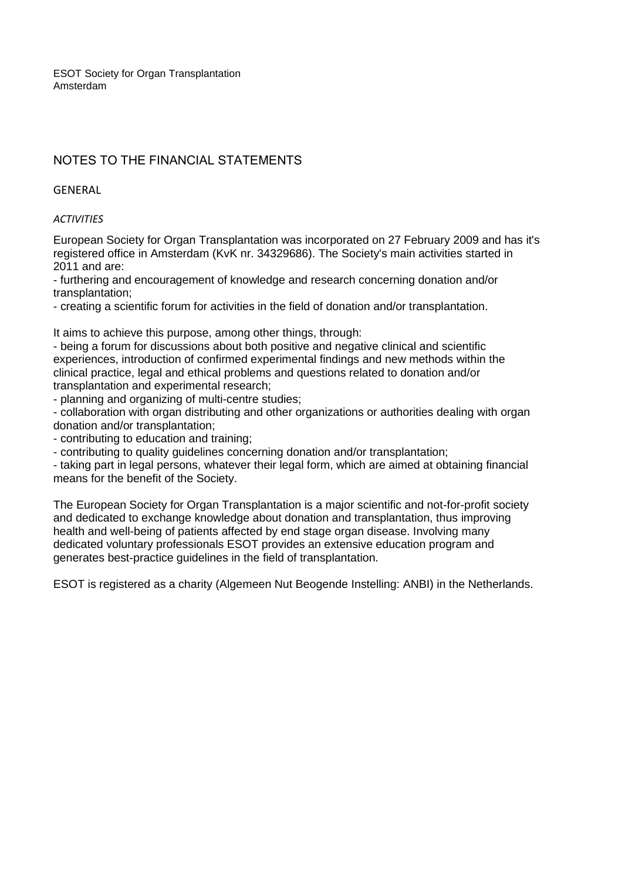ESOT Society for Organ Transplantation
Amsterdam

## NOTES TO THE FINANCIAL STATEMENTS

### GENERAL

*ACTIVITIES*

European Society for Organ Transplantation was incorporated on 27 February 2009 and has it's registered office in Amsterdam (KvK nr. 34329686). The Society's main activities started in 2011 and are:

- furthering and encouragement of knowledge and research concerning donation and/or transplantation;
- creating a scientific forum for activities in the field of donation and/or transplantation.

It aims to achieve this purpose, among other things, through:

- being a forum for discussions about both positive and negative clinical and scientific experiences, introduction of confirmed experimental findings and new methods within the clinical practice, legal and ethical problems and questions related to donation and/or transplantation and experimental research;
- planning and organizing of multi-centre studies;
- collaboration with organ distributing and other organizations or authorities dealing with organ donation and/or transplantation;
- contributing to education and training;
- contributing to quality guidelines concerning donation and/or transplantation;
- taking part in legal persons, whatever their legal form, which are aimed at obtaining financial means for the benefit of the Society.

The European Society for Organ Transplantation is a major scientific and not-for-profit society and dedicated to exchange knowledge about donation and transplantation, thus improving health and well-being of patients affected by end stage organ disease. Involving many dedicated voluntary professionals ESOT provides an extensive education program and generates best-practice guidelines in the field of transplantation.

ESOT is registered as a charity (Algemeen Nut Beogende Instelling: ANBI) in the Netherlands.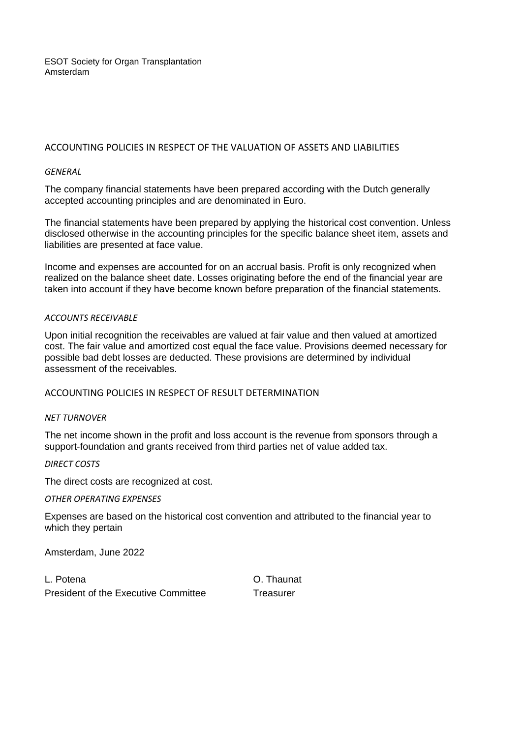ESOT Society for Organ Transplantation
Amsterdam

## ACCOUNTING POLICIES IN RESPECT OF THE VALUATION OF ASSETS AND LIABILITIES

### *GENERAL*

The company financial statements have been prepared according with the Dutch generally accepted accounting principles and are denominated in Euro.

The financial statements have been prepared by applying the historical cost convention. Unless disclosed otherwise in the accounting principles for the specific balance sheet item, assets and liabilities are presented at face value.

Income and expenses are accounted for on an accrual basis. Profit is only recognized when realized on the balance sheet date. Losses originating before the end of the financial year are taken into account if they have become known before preparation of the financial statements.

### *ACCOUNTS RECEIVABLE*

Upon initial recognition the receivables are valued at fair value and then valued at amortized cost. The fair value and amortized cost equal the face value. Provisions deemed necessary for possible bad debt losses are deducted. These provisions are determined by individual assessment of the receivables.

## ACCOUNTING POLICIES IN RESPECT OF RESULT DETERMINATION

### *NET TURNOVER*

The net income shown in the profit and loss account is the revenue from sponsors through a support-foundation and grants received from third parties net of value added tax.

### *DIRECT COSTS*

The direct costs are recognized at cost.

### *OTHER OPERATING EXPENSES*

Expenses are based on the historical cost convention and attributed to the financial year to which they pertain

Amsterdam, June 2022

| | |
|---|---|
| L. Potena | O. Thaunat |
| President of the Executive Committee | Treasurer |